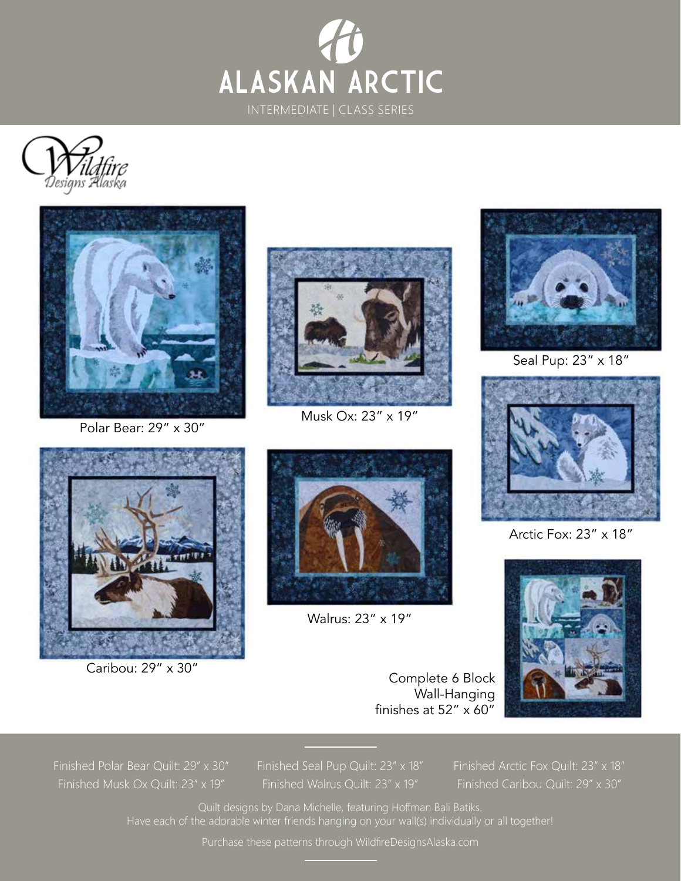# ALASKAN ARCTIC

INTERMEDIATE | CLASS SERIES

Wildfire Designs Alaska

Polar Bear: 29″ x 30″

Musk Ox: 23″ x 19″

Seal Pup: 23″ x 18″

Arctic Fox: 23″ x 18″

Caribou: 29″ x 30″

Walrus: 23″ x 19″

Complete 6 Block Wall-Hanging finishes at 52″ x 60″

Finished Polar Bear Quilt: 29″ x 30″
Finished Musk Ox Quilt: 23″ x 19″
Finished Seal Pup Quilt: 23″ x 18″
Finished Walrus Quilt: 23″ x 19″
Finished Arctic Fox Quilt: 23″ x 18″
Finished Caribou Quilt: 29″ x 30″

Quilt designs by Dana Michelle, featuring Hoffman Bali Batiks.
Have each of the adorable winter friends hanging on your wall(s) individually or all together!

Purchase these patterns through WildfireDesignsAlaska.com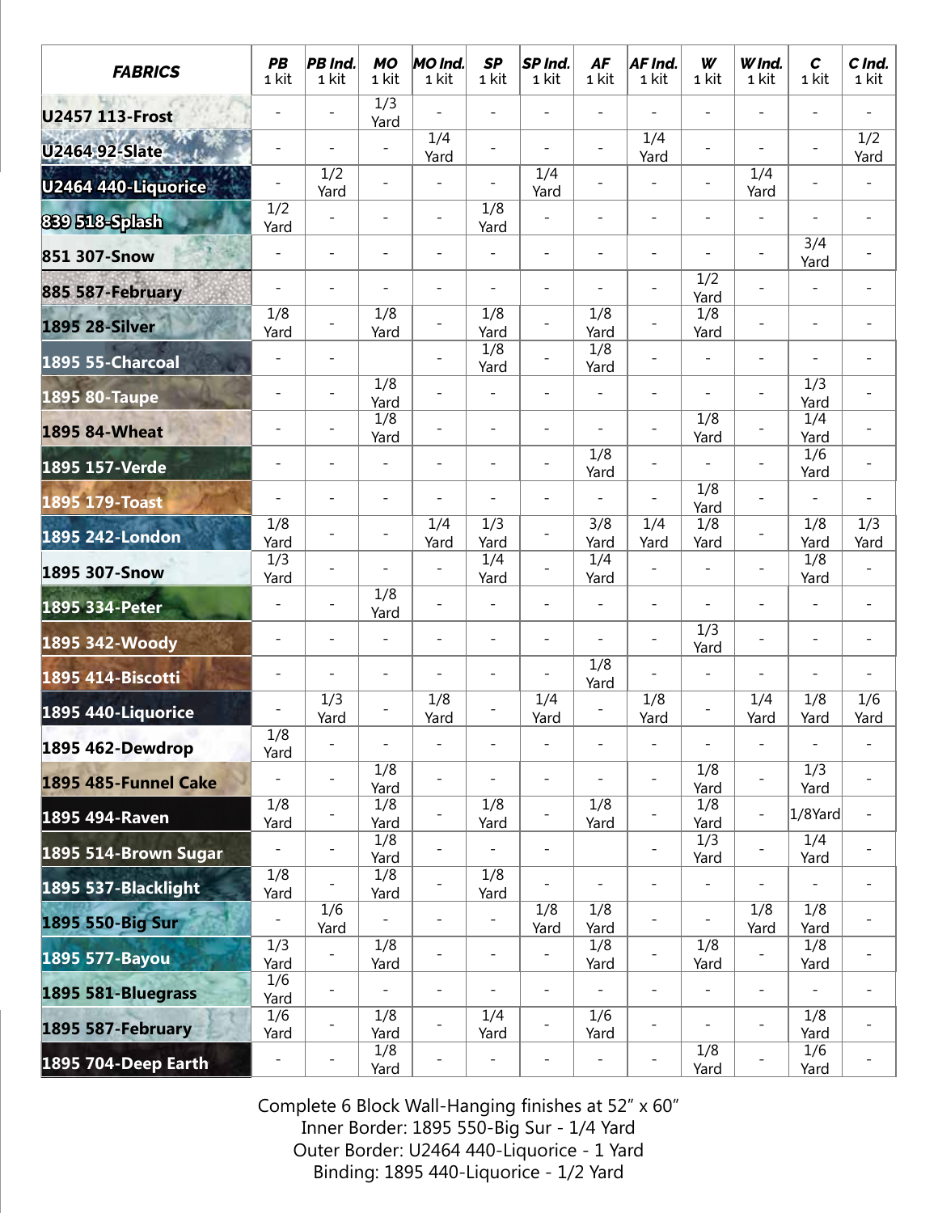| FABRICS | PB 1 kit | PB Ind. 1 kit | MO 1 kit | MO Ind. 1 kit | SP 1 kit | SP Ind. 1 kit | AF 1 kit | AF Ind. 1 kit | W 1 kit | W Ind. 1 kit | C 1 kit | C Ind. 1 kit |
|---|---|---|---|---|---|---|---|---|---|---|---|---|
| U2457 113-Frost | - | - | 1/3 Yard | - | - | - | - | - | - | - | - | - |
| U2464 92-Slate | - | - | - | 1/4 Yard | - | - | - | 1/4 Yard | - | - | - | 1/2 Yard |
| U2464 440-Liquorice | - | 1/2 Yard | - | - | - | 1/4 Yard | - | - | - | 1/4 Yard | - | - |
| 839 518-Splash | 1/2 Yard | - | - | - | 1/8 Yard | - | - | - | - | - | - | - |
| 851 307-Snow | - | - | - | - | - | - | - | - | - | - | 3/4 Yard | - |
| 885 587-February | - | - | - | - | - | - | - | - | 1/2 Yard | - | - | - |
| 1895 28-Silver | 1/8 Yard | - | 1/8 Yard | - | 1/8 Yard | - | 1/8 Yard | - | 1/8 Yard | - | - | - |
| 1895 55-Charcoal | - | - | | - | 1/8 Yard | - | 1/8 Yard | - | - | - | - | - |
| 1895 80-Taupe | - | - | 1/8 Yard | - | - | - | - | - | - | - | 1/3 Yard | - |
| 1895 84-Wheat | - | - | 1/8 Yard | - | - | - | - | - | 1/8 Yard | - | 1/4 Yard | - |
| 1895 157-Verde | - | - | - | - | - | - | 1/8 Yard | - | - | - | 1/6 Yard | - |
| 1895 179-Toast | - | - | - | - | - | - | - | - | 1/8 Yard | - | - | - |
| 1895 242-London | 1/8 Yard | - | - | 1/4 Yard | 1/3 Yard | - | 3/8 Yard | 1/4 Yard | 1/8 Yard | - | 1/8 Yard | 1/3 Yard |
| 1895 307-Snow | 1/3 Yard | - | - | - | 1/4 Yard | - | 1/4 Yard | - | - | - | 1/8 Yard | - |
| 1895 334-Peter | - | - | 1/8 Yard | - | - | - | - | - | - | - | - | - |
| 1895 342-Woody | - | - | - | - | - | - | - | - | 1/3 Yard | - | - | - |
| 1895 414-Biscotti | - | - | - | - | - | - | 1/8 Yard | - | - | - | - | - |
| 1895 440-Liquorice | - | 1/3 Yard | - | 1/8 Yard | - | 1/4 Yard | - | 1/8 Yard | - | 1/4 Yard | 1/8 Yard | 1/6 Yard |
| 1895 462-Dewdrop | 1/8 Yard | - | - | - | - | - | - | - | - | - | - | - |
| 1895 485-Funnel Cake | - | - | 1/8 Yard | - | - | - | - | - | 1/8 Yard | - | 1/3 Yard | - |
| 1895 494-Raven | 1/8 Yard | - | 1/8 Yard | - | 1/8 Yard | - | 1/8 Yard | - | 1/8 Yard | - | 1/8Yard | - |
| 1895 514-Brown Sugar | - | - | 1/8 Yard | - | - | - | | - | 1/3 Yard | - | 1/4 Yard | - |
| 1895 537-Blacklight | 1/8 Yard | - | 1/8 Yard | - | 1/8 Yard | - | - | - | - | - | - | - |
| 1895 550-Big Sur | - | 1/6 Yard | - | - | - | 1/8 Yard | 1/8 Yard | - | - | 1/8 Yard | 1/8 Yard | - |
| 1895 577-Bayou | 1/3 Yard | - | 1/8 Yard | - | - | - | 1/8 Yard | - | 1/8 Yard | - | 1/8 Yard | - |
| 1895 581-Bluegrass | 1/6 Yard | - | - | - | - | - | - | - | - | - | - | - |
| 1895 587-February | 1/6 Yard | - | 1/8 Yard | - | 1/4 Yard | - | 1/6 Yard | - | - | - | 1/8 Yard | - |
| 1895 704-Deep Earth | - | - | 1/8 Yard | - | - | - | - | - | 1/8 Yard | - | 1/6 Yard | - |

Complete 6 Block Wall-Hanging finishes at 52" x 60"
Inner Border: 1895 550-Big Sur - 1/4 Yard
Outer Border: U2464 440-Liquorice - 1 Yard
Binding: 1895 440-Liquorice - 1/2 Yard